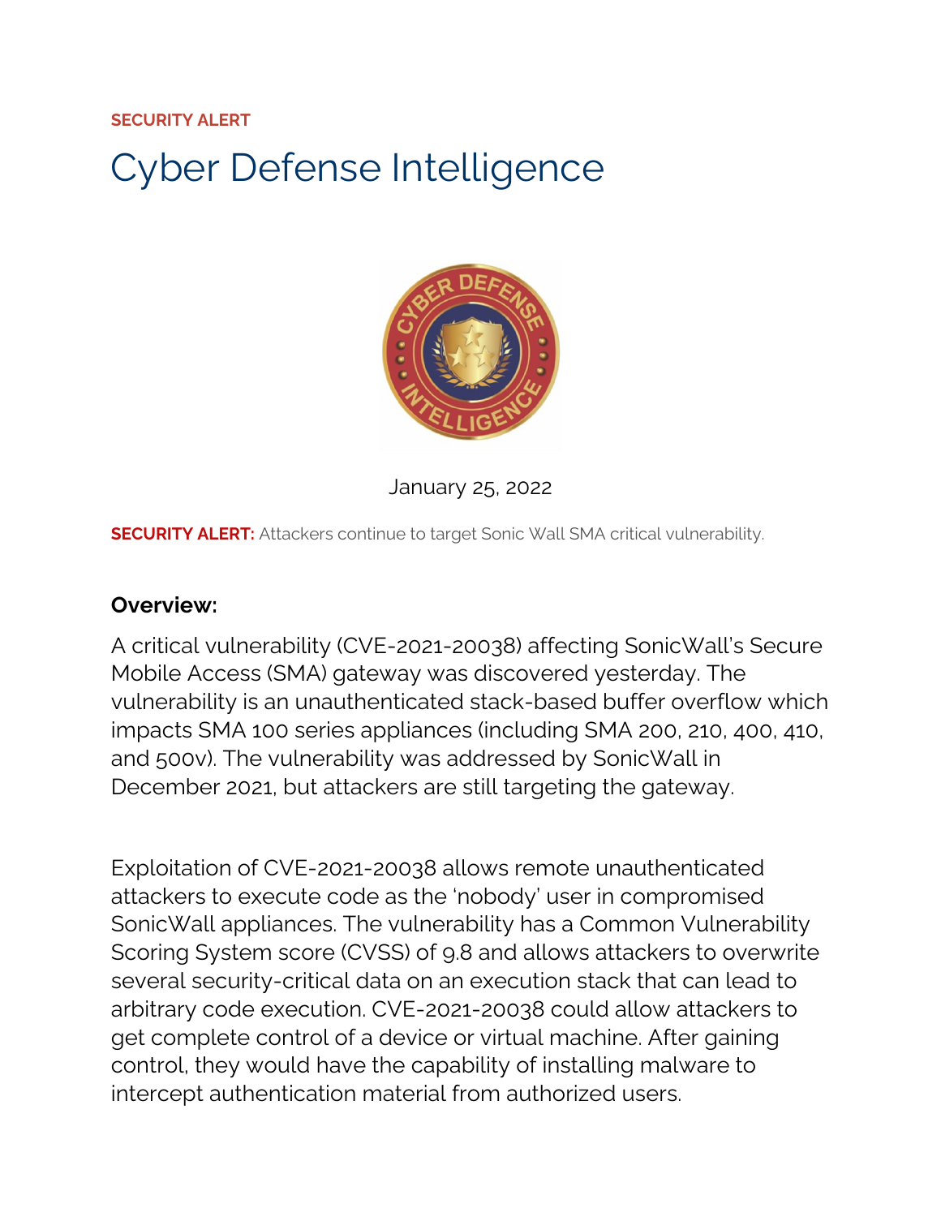SECURITY ALERT

# Cyber Defense Intelligence

January 25, 2022

**SECURITY ALERT:** Attackers continue to target Sonic Wall SMA critical vulnerability.

**Overview:**

A critical vulnerability (CVE-2021-20038) affecting SonicWall's Secure Mobile Access (SMA) gateway was discovered yesterday. The vulnerability is an unauthenticated stack-based buffer overflow which impacts SMA 100 series appliances (including SMA 200, 210, 400, 410, and 500v). The vulnerability was addressed by SonicWall in December 2021, but attackers are still targeting the gateway.

Exploitation of CVE-2021-20038 allows remote unauthenticated attackers to execute code as the 'nobody' user in compromised SonicWall appliances. The vulnerability has a Common Vulnerability Scoring System score (CVSS) of 9.8 and allows attackers to overwrite several security-critical data on an execution stack that can lead to arbitrary code execution. CVE-2021-20038 could allow attackers to get complete control of a device or virtual machine. After gaining control, they would have the capability of installing malware to intercept authentication material from authorized users.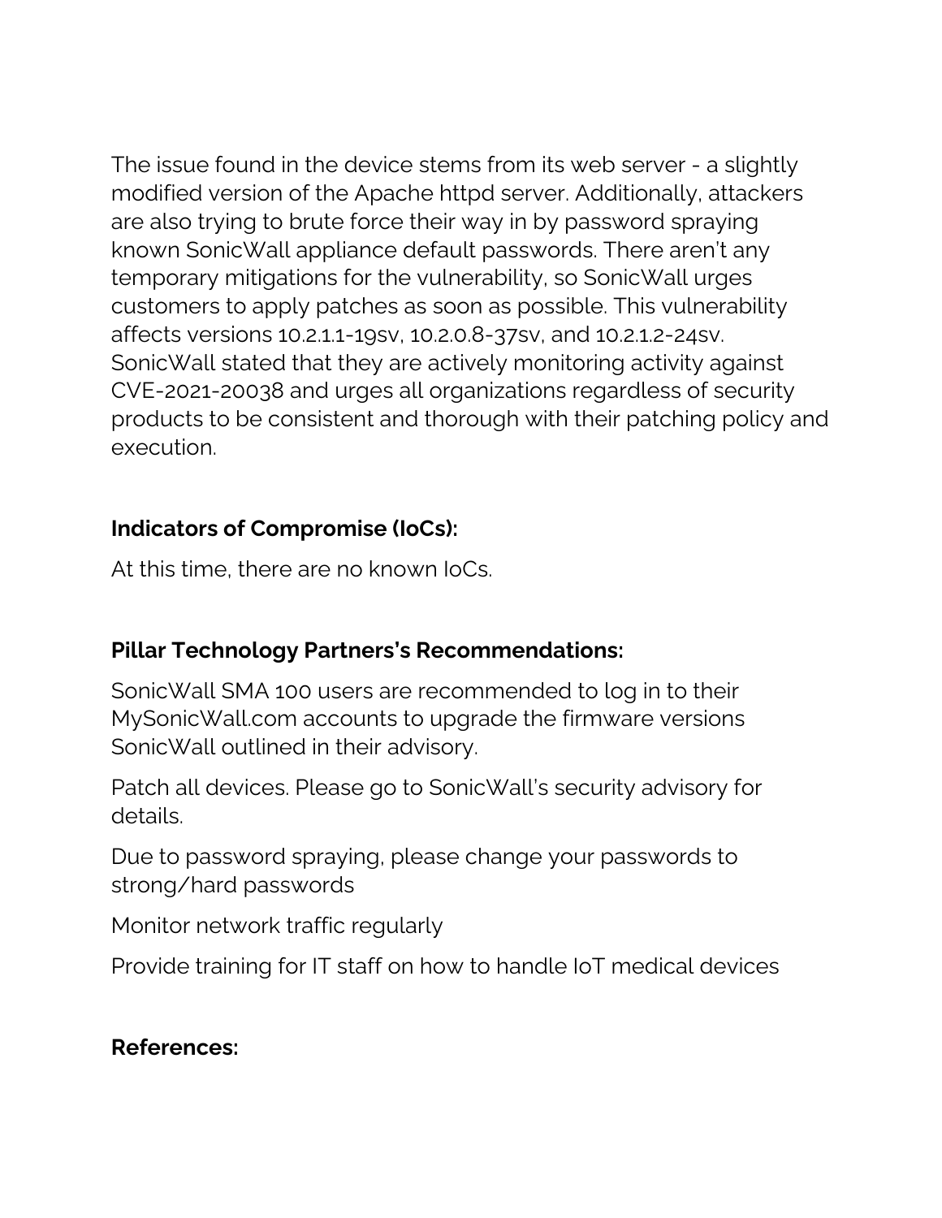The issue found in the device stems from its web server - a slightly modified version of the Apache httpd server. Additionally, attackers are also trying to brute force their way in by password spraying known SonicWall appliance default passwords. There aren't any temporary mitigations for the vulnerability, so SonicWall urges customers to apply patches as soon as possible. This vulnerability affects versions 10.2.1.1-19sv, 10.2.0.8-37sv, and 10.2.1.2-24sv. SonicWall stated that they are actively monitoring activity against CVE-2021-20038 and urges all organizations regardless of security products to be consistent and thorough with their patching policy and execution.

**Indicators of Compromise (IoCs):**

At this time, there are no known IoCs.

**Pillar Technology Partners's Recommendations:**

SonicWall SMA 100 users are recommended to log in to their MySonicWall.com accounts to upgrade the firmware versions SonicWall outlined in their advisory.

Patch all devices. Please go to SonicWall's security advisory for details.

Due to password spraying, please change your passwords to strong/hard passwords

Monitor network traffic regularly

Provide training for IT staff on how to handle IoT medical devices

**References:**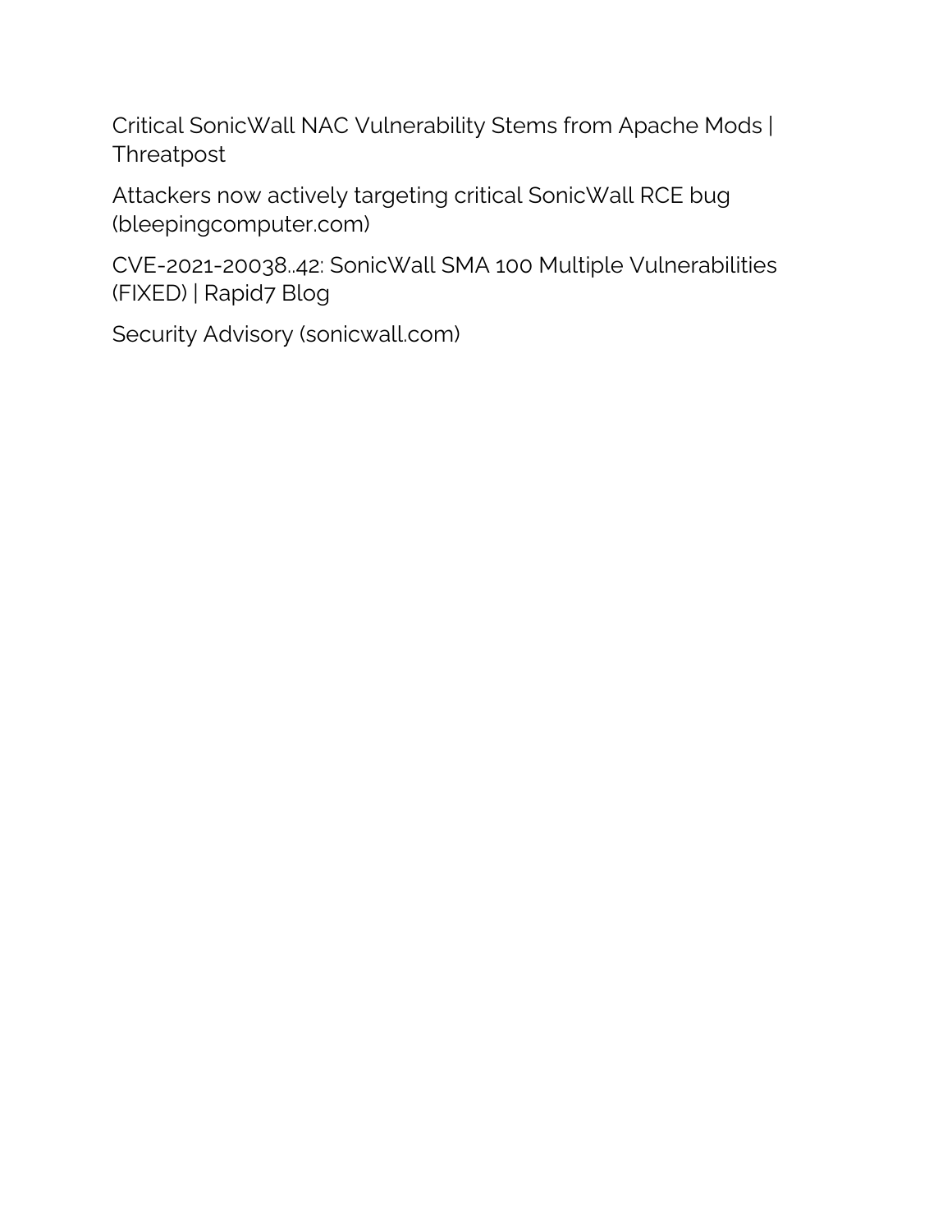Critical SonicWall NAC Vulnerability Stems from Apache Mods | Threatpost

Attackers now actively targeting critical SonicWall RCE bug (bleepingcomputer.com)

CVE-2021-20038..42: SonicWall SMA 100 Multiple Vulnerabilities (FIXED) | Rapid7 Blog

Security Advisory (sonicwall.com)